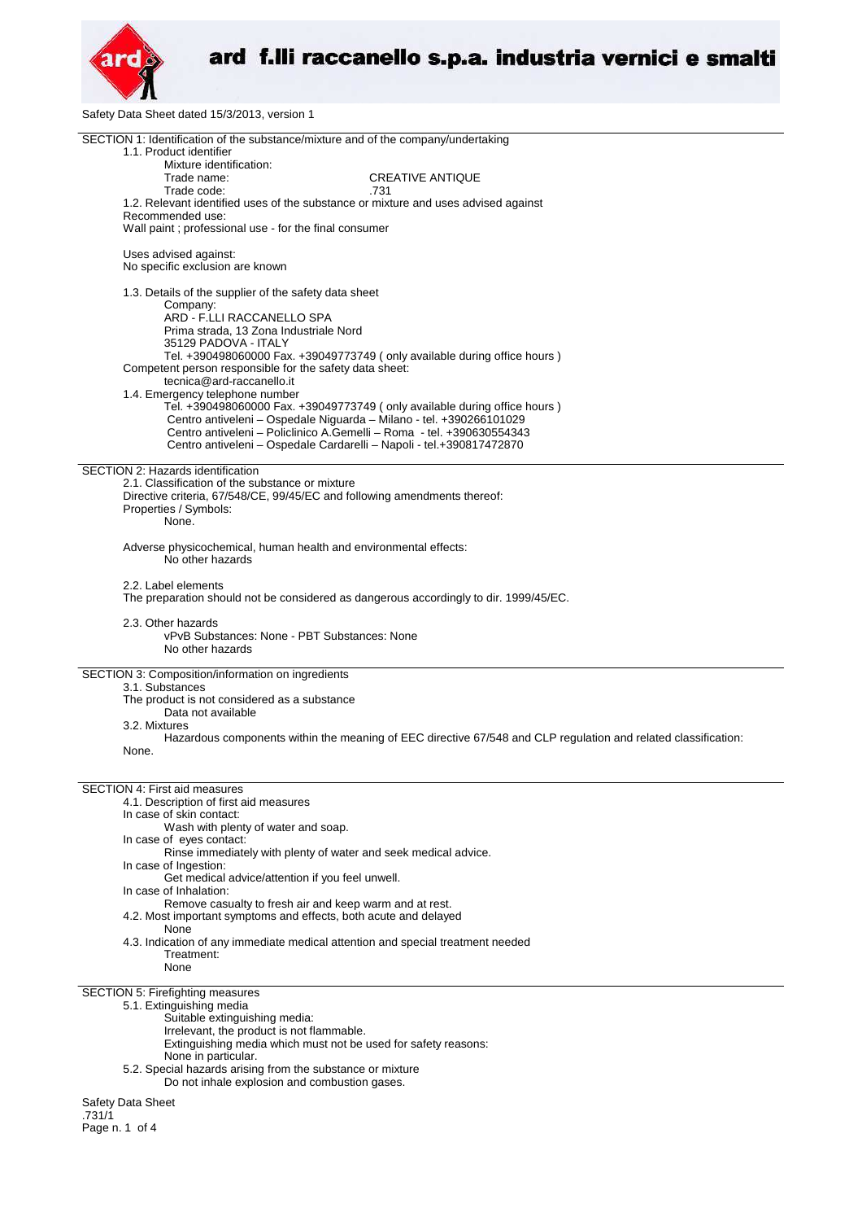# ard f.lli raccanello s.p.a. industria vernici e smalti

Safety Data Sheet dated 15/3/2013, version 1

## SECTION 1: Identification of the substance/mixture and of the company/undertaking

1.1. Product identifier

Mixture identification:

Trade name: CREATIVE ANTIQUE

Trade code: .731

1.2. Relevant identified uses of the substance or mixture and uses advised against

Recommended use:

Wall paint ; professional use - for the final consumer

Uses advised against:

No specific exclusion are known

1.3. Details of the supplier of the safety data sheet

Company:

ARD - F.LLI RACCANELLO SPA
Prima strada, 13 Zona Industriale Nord
35129 PADOVA - ITALY
Tel. +390498060000 Fax. +39049773749 ( only available during office hours )

Competent person responsible for the safety data sheet:

tecnica@ard-raccanello.it

1.4. Emergency telephone number

Tel. +390498060000 Fax. +39049773749 ( only available during office hours )
Centro antiveleni – Ospedale Niguarda – Milano - tel. +390266101029
Centro antiveleni – Policlinico A.Gemelli – Roma - tel. +390630554343
Centro antiveleni – Ospedale Cardarelli – Napoli - tel.+390817472870

## SECTION 2: Hazards identification

2.1. Classification of the substance or mixture

Directive criteria, 67/548/CE, 99/45/EC and following amendments thereof:

Properties / Symbols:

None.

Adverse physicochemical, human health and environmental effects:

No other hazards

2.2. Label elements

The preparation should not be considered as dangerous accordingly to dir. 1999/45/EC.

2.3. Other hazards

vPvB Substances: None - PBT Substances: None

No other hazards

## SECTION 3: Composition/information on ingredients

3.1. Substances

The product is not considered as a substance

Data not available

3.2. Mixtures

Hazardous components within the meaning of EEC directive 67/548 and CLP regulation and related classification:

None.

## SECTION 4: First aid measures

4.1. Description of first aid measures

In case of skin contact:

Wash with plenty of water and soap.

In case of eyes contact:

Rinse immediately with plenty of water and seek medical advice.

In case of Ingestion:

Get medical advice/attention if you feel unwell.

In case of Inhalation:

Remove casualty to fresh air and keep warm and at rest.

4.2. Most important symptoms and effects, both acute and delayed

None

4.3. Indication of any immediate medical attention and special treatment needed

Treatment:

None

## SECTION 5: Firefighting measures

5.1. Extinguishing media

Suitable extinguishing media:

Irrelevant, the product is not flammable.

Extinguishing media which must not be used for safety reasons:

None in particular.

5.2. Special hazards arising from the substance or mixture

Do not inhale explosion and combustion gases.

Safety Data Sheet
.731/1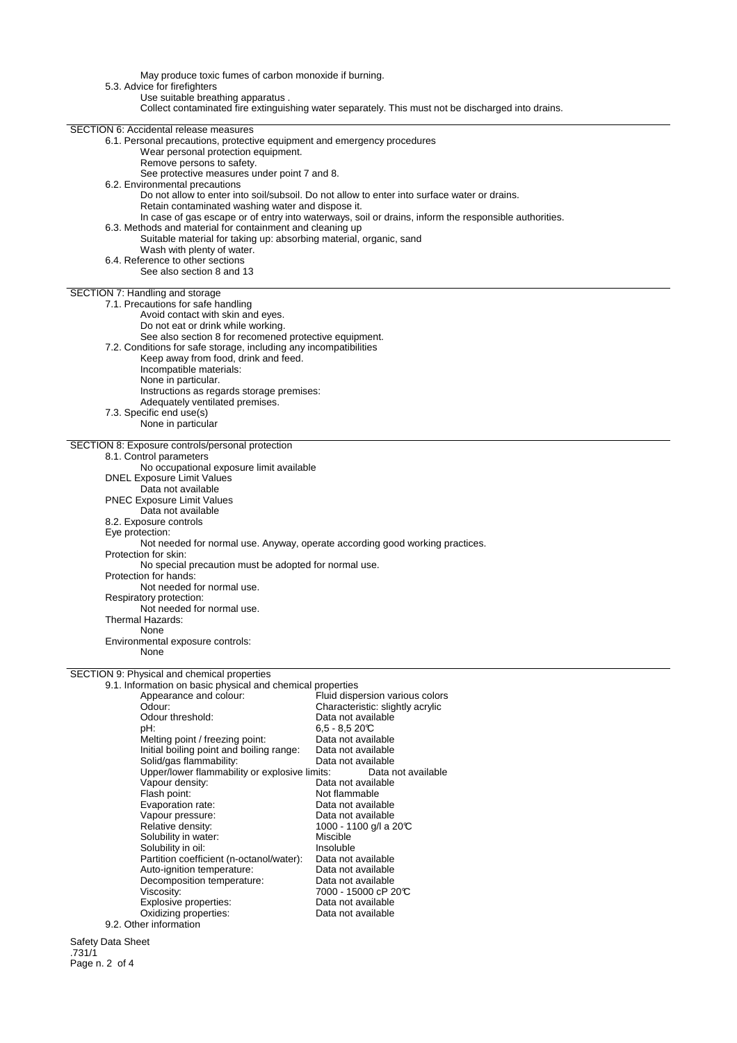May produce toxic fumes of carbon monoxide if burning.

5.3. Advice for firefighters

Use suitable breathing apparatus .

Collect contaminated fire extinguishing water separately. This must not be discharged into drains.

## SECTION 6: Accidental release measures

6.1. Personal precautions, protective equipment and emergency procedures

Wear personal protection equipment.
Remove persons to safety.
See protective measures under point 7 and 8.

6.2. Environmental precautions

Do not allow to enter into soil/subsoil. Do not allow to enter into surface water or drains.
Retain contaminated washing water and dispose it.
In case of gas escape or of entry into waterways, soil or drains, inform the responsible authorities.

6.3. Methods and material for containment and cleaning up

Suitable material for taking up: absorbing material, organic, sand
Wash with plenty of water.

6.4. Reference to other sections

See also section 8 and 13

## SECTION 7: Handling and storage

7.1. Precautions for safe handling

Avoid contact with skin and eyes.
Do not eat or drink while working.
See also section 8 for recomened protective equipment.

7.2. Conditions for safe storage, including any incompatibilities

Keep away from food, drink and feed.
Incompatible materials:
None in particular.
Instructions as regards storage premises:
Adequately ventilated premises.

7.3. Specific end use(s)

None in particular

## SECTION 8: Exposure controls/personal protection

8.1. Control parameters

No occupational exposure limit available

DNEL Exposure Limit Values

Data not available

PNEC Exposure Limit Values

Data not available

8.2. Exposure controls

Eye protection:

Not needed for normal use. Anyway, operate according good working practices.

Protection for skin:

No special precaution must be adopted for normal use.

Protection for hands:

Not needed for normal use.

Respiratory protection:

Not needed for normal use.

Thermal Hazards:

None

Environmental exposure controls:

None

## SECTION 9: Physical and chemical properties

9.1. Information on basic physical and chemical properties

| Property | Value |
|---|---|
| Appearance and colour: | Fluid dispersion various colors |
| Odour: | Characteristic: slightly acrylic |
| Odour threshold: | Data not available |
| pH: | 6,5 - 8,5 20°C |
| Melting point / freezing point: | Data not available |
| Initial boiling point and boiling range: | Data not available |
| Solid/gas flammability: | Data not available |
| Upper/lower flammability or explosive limits: | Data not available |
| Vapour density: | Data not available |
| Flash point: | Not flammable |
| Evaporation rate: | Data not available |
| Vapour pressure: | Data not available |
| Relative density: | 1000 - 1100 g/l a 20°C |
| Solubility in water: | Miscible |
| Solubility in oil: | Insoluble |
| Partition coefficient (n-octanol/water): | Data not available |
| Auto-ignition temperature: | Data not available |
| Decomposition temperature: | Data not available |
| Viscosity: | 7000 - 15000 cP 20°C |
| Explosive properties: | Data not available |
| Oxidizing properties: | Data not available |

9.2. Other information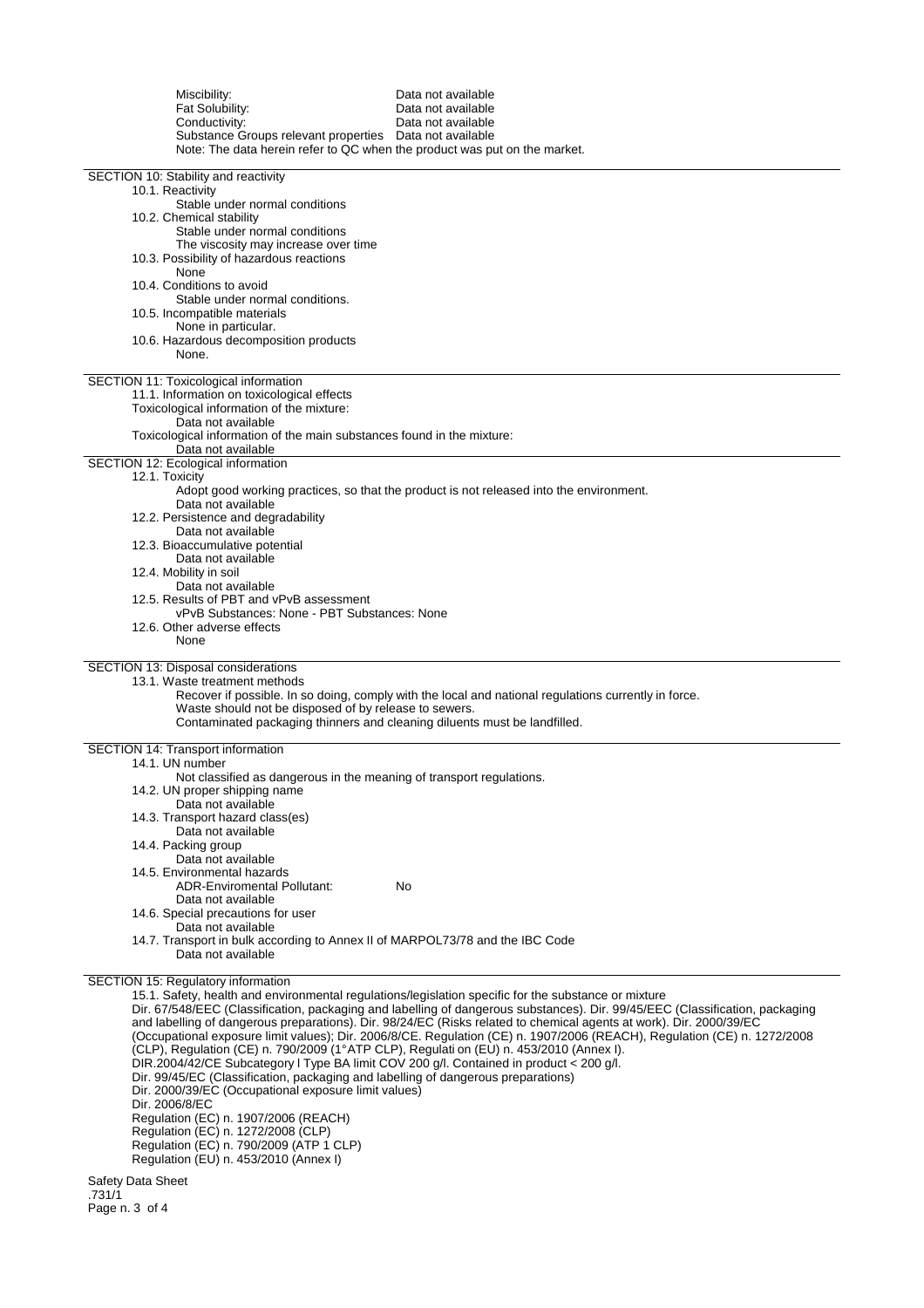| | |
|---|---|
| Miscibility: | Data not available |
| Fat Solubility: | Data not available |
| Conductivity: | Data not available |
| Substance Groups relevant properties | Data not available |

Note: The data herein refer to QC when the product was put on the market.

## SECTION 10: Stability and reactivity

10.1. Reactivity
Stable under normal conditions

10.2. Chemical stability
Stable under normal conditions
The viscosity may increase over time

10.3. Possibility of hazardous reactions
None

10.4. Conditions to avoid
Stable under normal conditions.

10.5. Incompatible materials
None in particular.

10.6. Hazardous decomposition products
None.

## SECTION 11: Toxicological information

11.1. Information on toxicological effects
Toxicological information of the mixture:
Data not available
Toxicological information of the main substances found in the mixture:
Data not available

## SECTION 12: Ecological information

12.1. Toxicity
Adopt good working practices, so that the product is not released into the environment.
Data not available

12.2. Persistence and degradability
Data not available

12.3. Bioaccumulative potential
Data not available

12.4. Mobility in soil
Data not available

12.5. Results of PBT and vPvB assessment
vPvB Substances: None - PBT Substances: None

12.6. Other adverse effects
None

## SECTION 13: Disposal considerations

13.1. Waste treatment methods
Recover if possible. In so doing, comply with the local and national regulations currently in force.
Waste should not be disposed of by release to sewers.
Contaminated packaging thinners and cleaning diluents must be landfilled.

## SECTION 14: Transport information

14.1. UN number
Not classified as dangerous in the meaning of transport regulations.

14.2. UN proper shipping name
Data not available

14.3. Transport hazard class(es)
Data not available

14.4. Packing group
Data not available

14.5. Environmental hazards
ADR-Enviromental Pollutant: No
Data not available

14.6. Special precautions for user
Data not available

14.7. Transport in bulk according to Annex II of MARPOL73/78 and the IBC Code
Data not available

## SECTION 15: Regulatory information

15.1. Safety, health and environmental regulations/legislation specific for the substance or mixture
Dir. 67/548/EEC (Classification, packaging and labelling of dangerous substances). Dir. 99/45/EEC (Classification, packaging and labelling of dangerous preparations). Dir. 98/24/EC (Risks related to chemical agents at work). Dir. 2000/39/EC (Occupational exposure limit values); Dir. 2006/8/CE. Regulation (CE) n. 1907/2006 (REACH), Regulation (CE) n. 1272/2008 (CLP), Regulation (CE) n. 790/2009 (1°ATP CLP), Regulati on (EU) n. 453/2010 (Annex I).
DIR.2004/42/CE Subcategory I Type BA limit COV 200 g/l. Contained in product < 200 g/l.
Dir. 99/45/EC (Classification, packaging and labelling of dangerous preparations)
Dir. 2000/39/EC (Occupational exposure limit values)
Dir. 2006/8/EC
Regulation (EC) n. 1907/2006 (REACH)
Regulation (EC) n. 1272/2008 (CLP)
Regulation (EC) n. 790/2009 (ATP 1 CLP)
Regulation (EU) n. 453/2010 (Annex I)

Safety Data Sheet
.731/1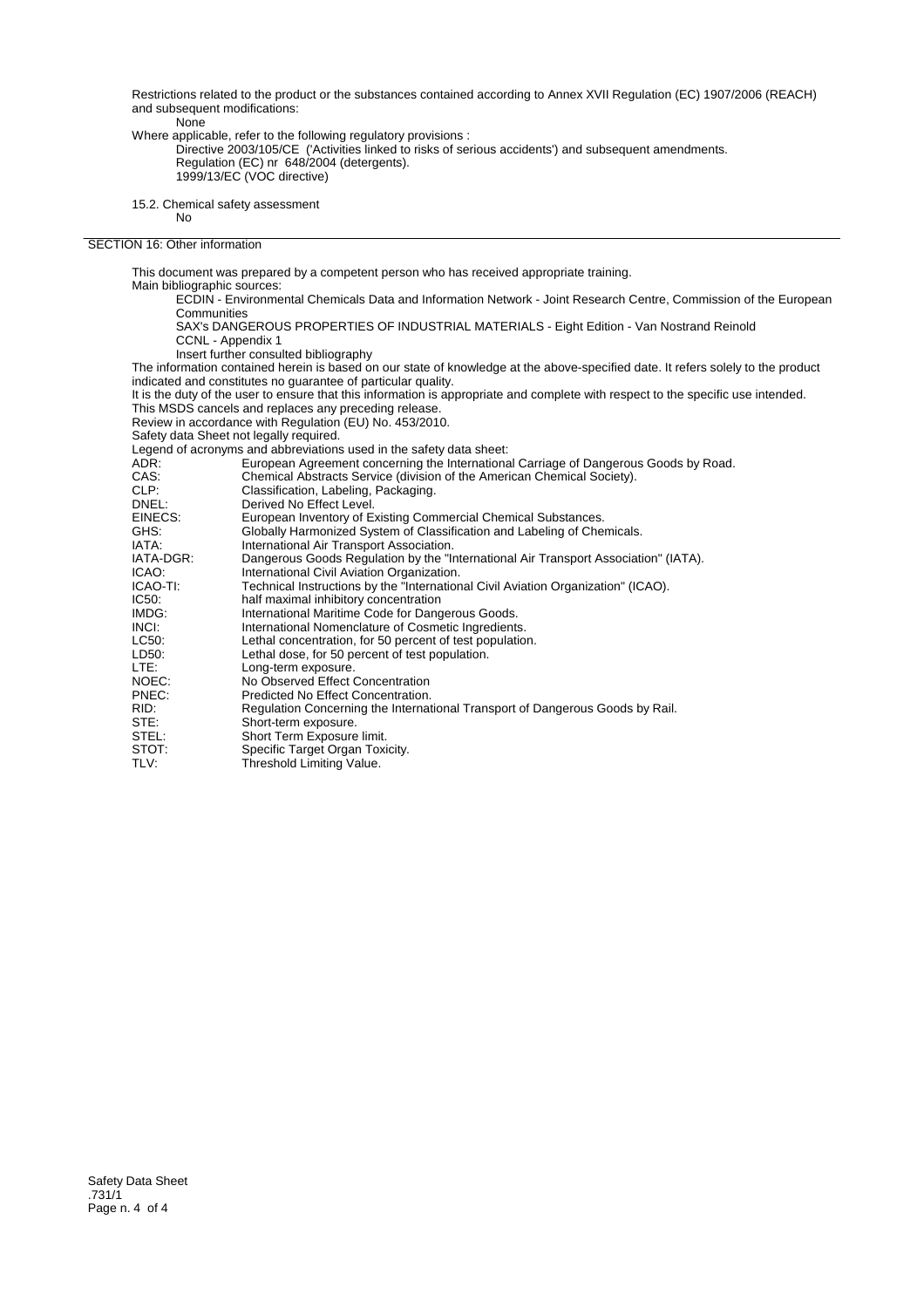Restrictions related to the product or the substances contained according to Annex XVII Regulation (EC) 1907/2006 (REACH) and subsequent modifications:

None

Where applicable, refer to the following regulatory provisions :

Directive 2003/105/CE ('Activities linked to risks of serious accidents') and subsequent amendments.
Regulation (EC) nr 648/2004 (detergents).
1999/13/EC (VOC directive)

15.2. Chemical safety assessment

No

## SECTION 16: Other information

This document was prepared by a competent person who has received appropriate training.

Main bibliographic sources:

ECDIN - Environmental Chemicals Data and Information Network - Joint Research Centre, Commission of the European Communities
SAX's DANGEROUS PROPERTIES OF INDUSTRIAL MATERIALS - Eight Edition - Van Nostrand Reinold
CCNL - Appendix 1
Insert further consulted bibliography

The information contained herein is based on our state of knowledge at the above-specified date. It refers solely to the product indicated and constitutes no guarantee of particular quality.

It is the duty of the user to ensure that this information is appropriate and complete with respect to the specific use intended.

This MSDS cancels and replaces any preceding release.

Review in accordance with Regulation (EU) No. 453/2010.

Safety data Sheet not legally required.

Legend of acronyms and abbreviations used in the safety data sheet:

| | |
|---|---|
| ADR: | European Agreement concerning the International Carriage of Dangerous Goods by Road. |
| CAS: | Chemical Abstracts Service (division of the American Chemical Society). |
| CLP: | Classification, Labeling, Packaging. |
| DNEL: | Derived No Effect Level. |
| EINECS: | European Inventory of Existing Commercial Chemical Substances. |
| GHS: | Globally Harmonized System of Classification and Labeling of Chemicals. |
| IATA: | International Air Transport Association. |
| IATA-DGR: | Dangerous Goods Regulation by the "International Air Transport Association" (IATA). |
| ICAO: | International Civil Aviation Organization. |
| ICAO-TI: | Technical Instructions by the "International Civil Aviation Organization" (ICAO). |
| IC50: | half maximal inhibitory concentration |
| IMDG: | International Maritime Code for Dangerous Goods. |
| INCI: | International Nomenclature of Cosmetic Ingredients. |
| LC50: | Lethal concentration, for 50 percent of test population. |
| LD50: | Lethal dose, for 50 percent of test population. |
| LTE: | Long-term exposure. |
| NOEC: | No Observed Effect Concentration |
| PNEC: | Predicted No Effect Concentration. |
| RID: | Regulation Concerning the International Transport of Dangerous Goods by Rail. |
| STE: | Short-term exposure. |
| STEL: | Short Term Exposure limit. |
| STOT: | Specific Target Organ Toxicity. |
| TLV: | Threshold Limiting Value. |

Safety Data Sheet
.731/1